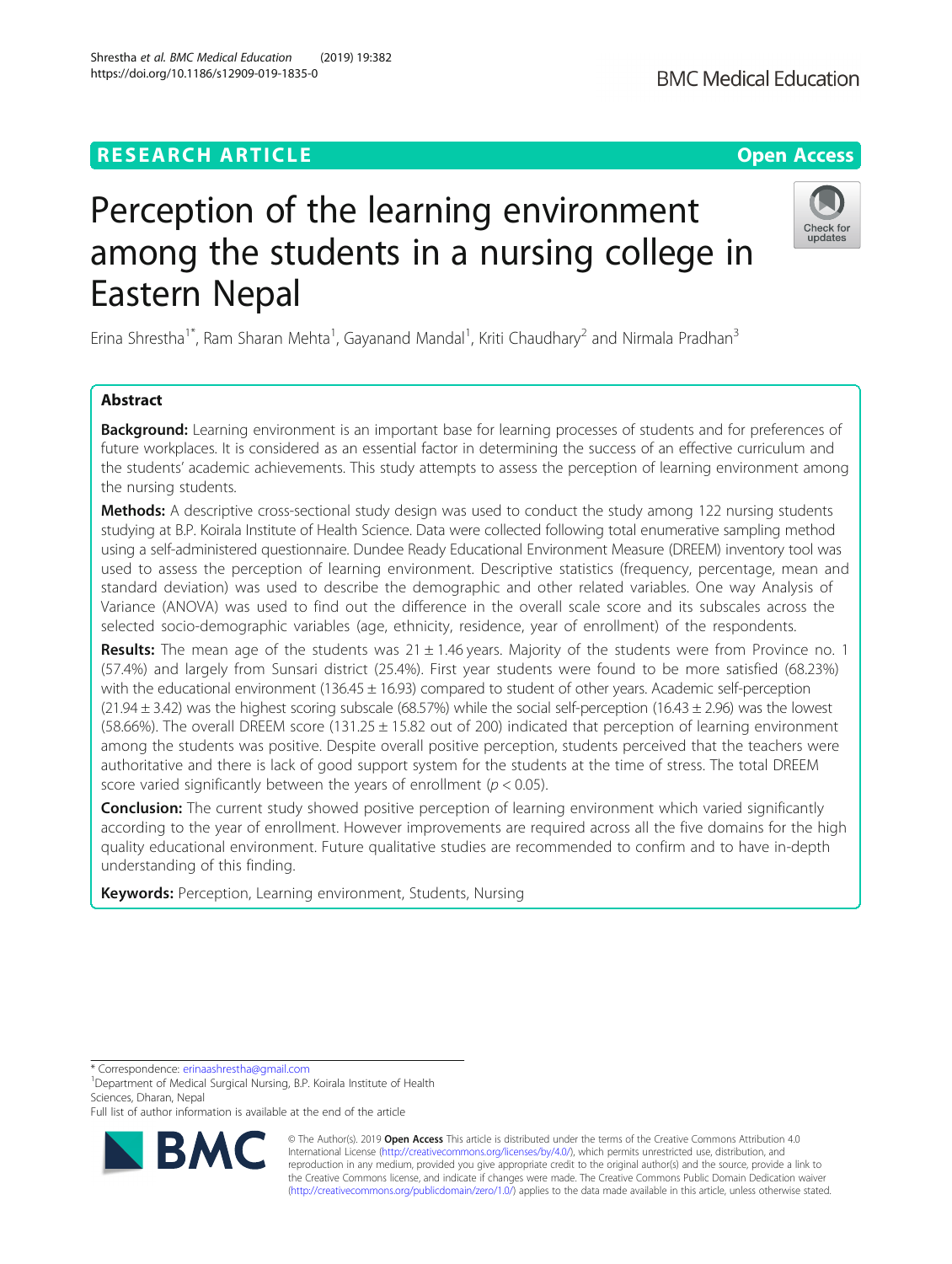RESEARCH ARTICLE

Open Access

# Perception of the learning environment among the students in a nursing college in Eastern Nepal

Erina Shrestha[1*], Ram Sharan Mehta[1], Gayanand Mandal[1], Kriti Chaudhary[2] and Nirmala Pradhan[3]

## Abstract

**Background:** Learning environment is an important base for learning processes of students and for preferences of future workplaces. It is considered as an essential factor in determining the success of an effective curriculum and the students' academic achievements. This study attempts to assess the perception of learning environment among the nursing students.

**Methods:** A descriptive cross-sectional study design was used to conduct the study among 122 nursing students studying at B.P. Koirala Institute of Health Science. Data were collected following total enumerative sampling method using a self-administered questionnaire. Dundee Ready Educational Environment Measure (DREEM) inventory tool was used to assess the perception of learning environment. Descriptive statistics (frequency, percentage, mean and standard deviation) was used to describe the demographic and other related variables. One way Analysis of Variance (ANOVA) was used to find out the difference in the overall scale score and its subscales across the selected socio-demographic variables (age, ethnicity, residence, year of enrollment) of the respondents.

**Results:** The mean age of the students was 21 ± 1.46 years. Majority of the students were from Province no. 1 (57.4%) and largely from Sunsari district (25.4%). First year students were found to be more satisfied (68.23%) with the educational environment (136.45 ± 16.93) compared to student of other years. Academic self-perception (21.94 ± 3.42) was the highest scoring subscale (68.57%) while the social self-perception (16.43 ± 2.96) was the lowest (58.66%). The overall DREEM score (131.25 ± 15.82 out of 200) indicated that perception of learning environment among the students was positive. Despite overall positive perception, students perceived that the teachers were authoritative and there is lack of good support system for the students at the time of stress. The total DREEM score varied significantly between the years of enrollment ($p < 0.05$).

**Conclusion:** The current study showed positive perception of learning environment which varied significantly according to the year of enrollment. However improvements are required across all the five domains for the high quality educational environment. Future qualitative studies are recommended to confirm and to have in-depth understanding of this finding.

**Keywords:** Perception, Learning environment, Students, Nursing

---

* Correspondence: erinaashrestha@gmail.com

[1]Department of Medical Surgical Nursing, B.P. Koirala Institute of Health Sciences, Dharan, Nepal

Full list of author information is available at the end of the article

© The Author(s). 2019 **Open Access** This article is distributed under the terms of the Creative Commons Attribution 4.0 International License (http://creativecommons.org/licenses/by/4.0/), which permits unrestricted use, distribution, and reproduction in any medium, provided you give appropriate credit to the original author(s) and the source, provide a link to the Creative Commons license, and indicate if changes were made. The Creative Commons Public Domain Dedication waiver (http://creativecommons.org/publicdomain/zero/1.0/) applies to the data made available in this article, unless otherwise stated.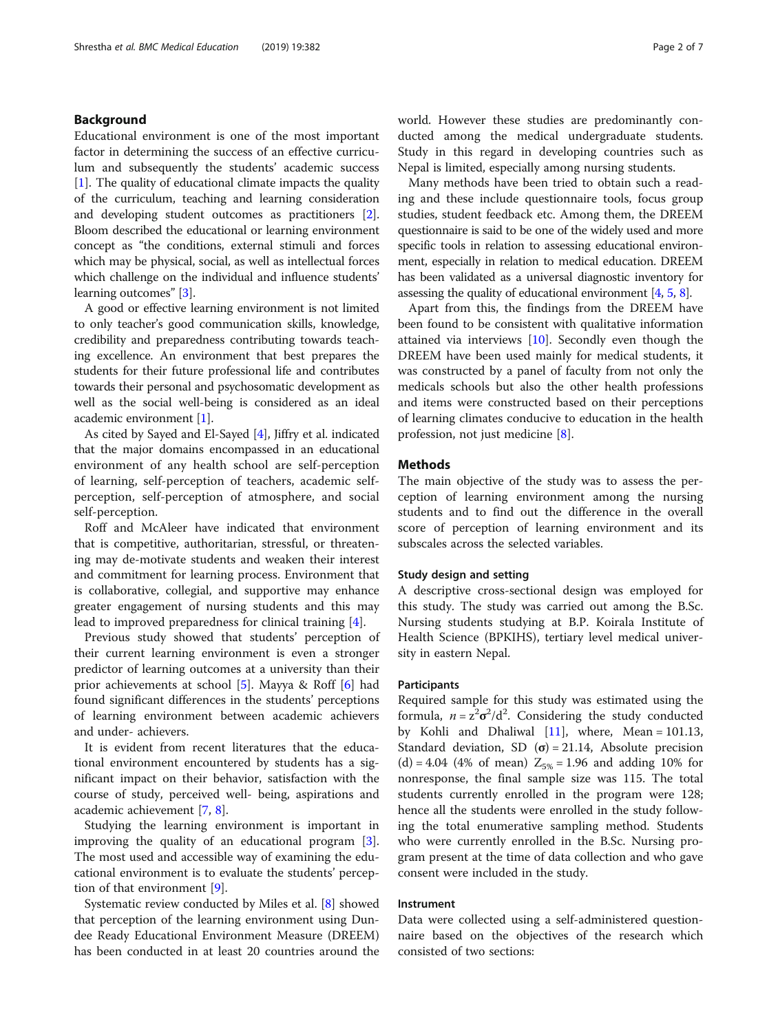## Background

Educational environment is one of the most important factor in determining the success of an effective curriculum and subsequently the students' academic success [1]. The quality of educational climate impacts the quality of the curriculum, teaching and learning consideration and developing student outcomes as practitioners [2]. Bloom described the educational or learning environment concept as "the conditions, external stimuli and forces which may be physical, social, as well as intellectual forces which challenge on the individual and influence students' learning outcomes" [3].

A good or effective learning environment is not limited to only teacher's good communication skills, knowledge, credibility and preparedness contributing towards teaching excellence. An environment that best prepares the students for their future professional life and contributes towards their personal and psychosomatic development as well as the social well-being is considered as an ideal academic environment [1].

As cited by Sayed and El-Sayed [4], Jiffry et al. indicated that the major domains encompassed in an educational environment of any health school are self-perception of learning, self-perception of teachers, academic self-perception, self-perception of atmosphere, and social self-perception.

Roff and McAleer have indicated that environment that is competitive, authoritarian, stressful, or threatening may de-motivate students and weaken their interest and commitment for learning process. Environment that is collaborative, collegial, and supportive may enhance greater engagement of nursing students and this may lead to improved preparedness for clinical training [4].

Previous study showed that students' perception of their current learning environment is even a stronger predictor of learning outcomes at a university than their prior achievements at school [5]. Mayya & Roff [6] had found significant differences in the students' perceptions of learning environment between academic achievers and under- achievers.

It is evident from recent literatures that the educational environment encountered by students has a significant impact on their behavior, satisfaction with the course of study, perceived well- being, aspirations and academic achievement [7, 8].

Studying the learning environment is important in improving the quality of an educational program [3]. The most used and accessible way of examining the educational environment is to evaluate the students' perception of that environment [9].

Systematic review conducted by Miles et al. [8] showed that perception of the learning environment using Dundee Ready Educational Environment Measure (DREEM) has been conducted in at least 20 countries around the world. However these studies are predominantly conducted among the medical undergraduate students. Study in this regard in developing countries such as Nepal is limited, especially among nursing students.

Many methods have been tried to obtain such a reading and these include questionnaire tools, focus group studies, student feedback etc. Among them, the DREEM questionnaire is said to be one of the widely used and more specific tools in relation to assessing educational environment, especially in relation to medical education. DREEM has been validated as a universal diagnostic inventory for assessing the quality of educational environment [4, 5, 8].

Apart from this, the findings from the DREEM have been found to be consistent with qualitative information attained via interviews [10]. Secondly even though the DREEM have been used mainly for medical students, it was constructed by a panel of faculty from not only the medicals schools but also the other health professions and items were constructed based on their perceptions of learning climates conducive to education in the health profession, not just medicine [8].

## Methods

The main objective of the study was to assess the perception of learning environment among the nursing students and to find out the difference in the overall score of perception of learning environment and its subscales across the selected variables.

### Study design and setting

A descriptive cross-sectional design was employed for this study. The study was carried out among the B.Sc. Nursing students studying at B.P. Koirala Institute of Health Science (BPKIHS), tertiary level medical university in eastern Nepal.

### Participants

Required sample for this study was estimated using the formula, $n = z^2\sigma^2/d^2$. Considering the study conducted by Kohli and Dhaliwal [11], where, Mean = 101.13, Standard deviation, SD ($\sigma$) = 21.14, Absolute precision (d) = 4.04 (4% of mean) $Z_{5\%} = 1.96$ and adding 10% for nonresponse, the final sample size was 115. The total students currently enrolled in the program were 128; hence all the students were enrolled in the study following the total enumerative sampling method. Students who were currently enrolled in the B.Sc. Nursing program present at the time of data collection and who gave consent were included in the study.

### Instrument

Data were collected using a self-administered questionnaire based on the objectives of the research which consisted of two sections: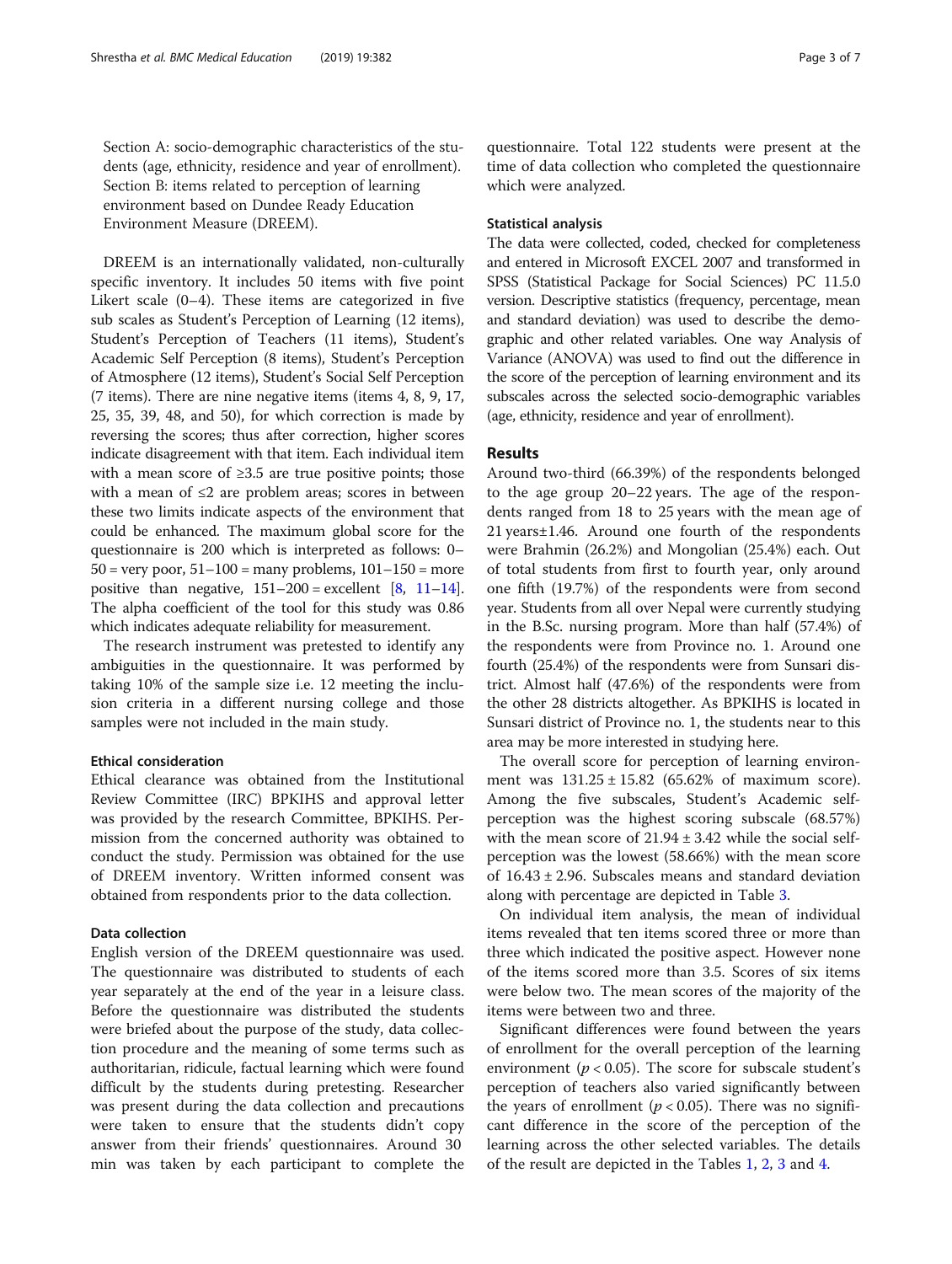Section A: socio-demographic characteristics of the students (age, ethnicity, residence and year of enrollment).
Section B: items related to perception of learning environment based on Dundee Ready Education Environment Measure (DREEM).

DREEM is an internationally validated, non-culturally specific inventory. It includes 50 items with five point Likert scale (0–4). These items are categorized in five sub scales as Student's Perception of Learning (12 items), Student's Perception of Teachers (11 items), Student's Academic Self Perception (8 items), Student's Perception of Atmosphere (12 items), Student's Social Self Perception (7 items). There are nine negative items (items 4, 8, 9, 17, 25, 35, 39, 48, and 50), for which correction is made by reversing the scores; thus after correction, higher scores indicate disagreement with that item. Each individual item with a mean score of ≥3.5 are true positive points; those with a mean of ≤2 are problem areas; scores in between these two limits indicate aspects of the environment that could be enhanced. The maximum global score for the questionnaire is 200 which is interpreted as follows: 0–50 = very poor, 51–100 = many problems, 101–150 = more positive than negative, 151–200 = excellent [8, 11–14]. The alpha coefficient of the tool for this study was 0.86 which indicates adequate reliability for measurement.

The research instrument was pretested to identify any ambiguities in the questionnaire. It was performed by taking 10% of the sample size i.e. 12 meeting the inclusion criteria in a different nursing college and those samples were not included in the main study.

#### Ethical consideration

Ethical clearance was obtained from the Institutional Review Committee (IRC) BPKIHS and approval letter was provided by the research Committee, BPKIHS. Permission from the concerned authority was obtained to conduct the study. Permission was obtained for the use of DREEM inventory. Written informed consent was obtained from respondents prior to the data collection.

#### Data collection

English version of the DREEM questionnaire was used. The questionnaire was distributed to students of each year separately at the end of the year in a leisure class. Before the questionnaire was distributed the students were briefed about the purpose of the study, data collection procedure and the meaning of some terms such as authoritarian, ridicule, factual learning which were found difficult by the students during pretesting. Researcher was present during the data collection and precautions were taken to ensure that the students didn't copy answer from their friends' questionnaires. Around 30 min was taken by each participant to complete the questionnaire. Total 122 students were present at the time of data collection who completed the questionnaire which were analyzed.

#### Statistical analysis

The data were collected, coded, checked for completeness and entered in Microsoft EXCEL 2007 and transformed in SPSS (Statistical Package for Social Sciences) PC 11.5.0 version. Descriptive statistics (frequency, percentage, mean and standard deviation) was used to describe the demographic and other related variables. One way Analysis of Variance (ANOVA) was used to find out the difference in the score of the perception of learning environment and its subscales across the selected socio-demographic variables (age, ethnicity, residence and year of enrollment).

## Results

Around two-third (66.39%) of the respondents belonged to the age group 20–22 years. The age of the respondents ranged from 18 to 25 years with the mean age of 21 years±1.46. Around one fourth of the respondents were Brahmin (26.2%) and Mongolian (25.4%) each. Out of total students from first to fourth year, only around one fifth (19.7%) of the respondents were from second year. Students from all over Nepal were currently studying in the B.Sc. nursing program. More than half (57.4%) of the respondents were from Province no. 1. Around one fourth (25.4%) of the respondents were from Sunsari district. Almost half (47.6%) of the respondents were from the other 28 districts altogether. As BPKIHS is located in Sunsari district of Province no. 1, the students near to this area may be more interested in studying here.

The overall score for perception of learning environment was 131.25 ± 15.82 (65.62% of maximum score). Among the five subscales, Student's Academic self-perception was the highest scoring subscale (68.57%) with the mean score of 21.94 ± 3.42 while the social self-perception was the lowest (58.66%) with the mean score of 16.43 ± 2.96. Subscales means and standard deviation along with percentage are depicted in Table 3.

On individual item analysis, the mean of individual items revealed that ten items scored three or more than three which indicated the positive aspect. However none of the items scored more than 3.5. Scores of six items were below two. The mean scores of the majority of the items were between two and three.

Significant differences were found between the years of enrollment for the overall perception of the learning environment ($p < 0.05$). The score for subscale student's perception of teachers also varied significantly between the years of enrollment ($p < 0.05$). There was no significant difference in the score of the perception of the learning across the other selected variables. The details of the result are depicted in the Tables 1, 2, 3 and 4.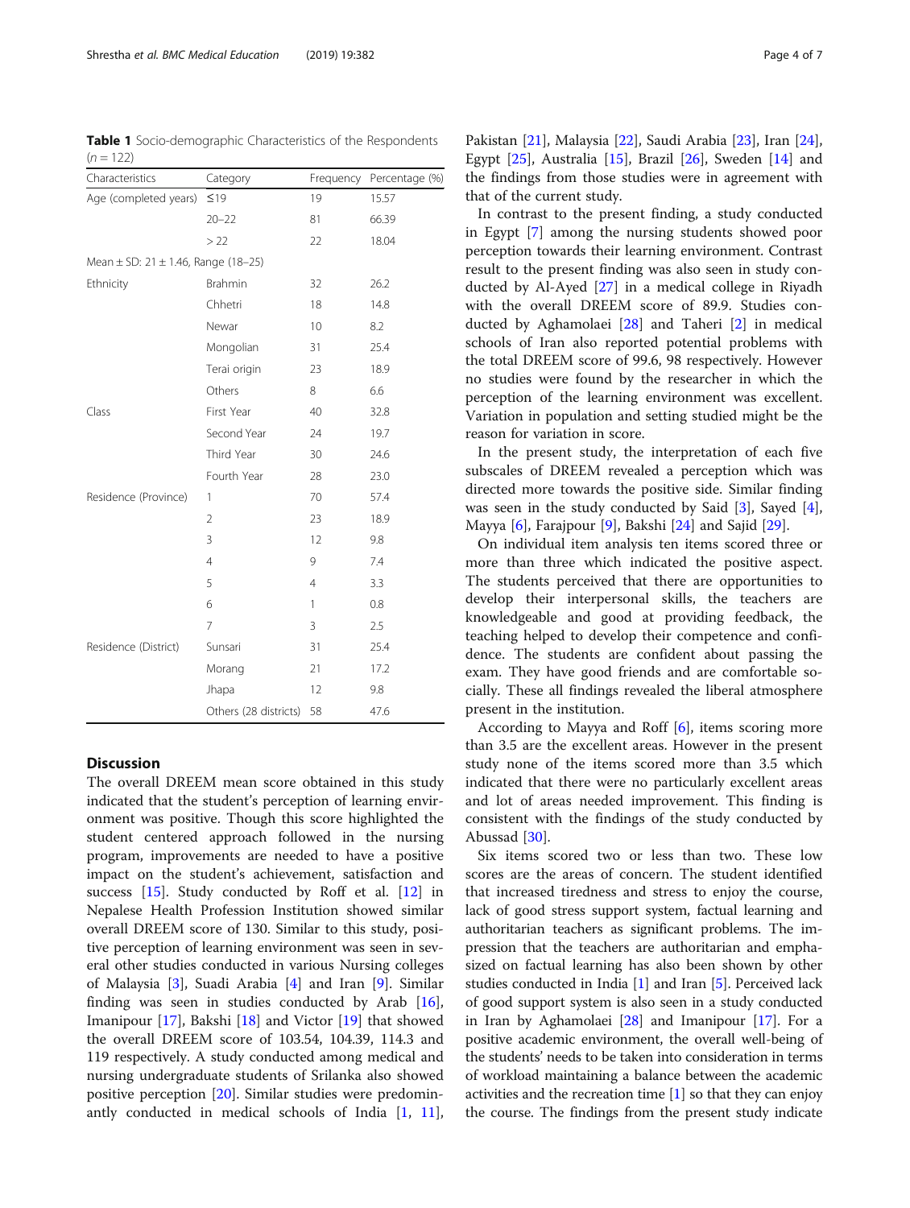**Table 1** Socio-demographic Characteristics of the Respondents ($n = 122$)

| Characteristics | Category | Frequency | Percentage (%) |
|---|---|---|---|
| Age (completed years) | ≤19 | 19 | 15.57 |
| | 20–22 | 81 | 66.39 |
| | > 22 | 22 | 18.04 |
| Mean ± SD: 21 ± 1.46, Range (18–25) | | | |
| Ethnicity | Brahmin | 32 | 26.2 |
| | Chhetri | 18 | 14.8 |
| | Newar | 10 | 8.2 |
| | Mongolian | 31 | 25.4 |
| | Terai origin | 23 | 18.9 |
| | Others | 8 | 6.6 |
| Class | First Year | 40 | 32.8 |
| | Second Year | 24 | 19.7 |
| | Third Year | 30 | 24.6 |
| | Fourth Year | 28 | 23.0 |
| Residence (Province) | 1 | 70 | 57.4 |
| | 2 | 23 | 18.9 |
| | 3 | 12 | 9.8 |
| | 4 | 9 | 7.4 |
| | 5 | 4 | 3.3 |
| | 6 | 1 | 0.8 |
| | 7 | 3 | 2.5 |
| Residence (District) | Sunsari | 31 | 25.4 |
| | Morang | 21 | 17.2 |
| | Jhapa | 12 | 9.8 |
| | Others (28 districts) | 58 | 47.6 |

## Discussion

The overall DREEM mean score obtained in this study indicated that the student's perception of learning environment was positive. Though this score highlighted the student centered approach followed in the nursing program, improvements are needed to have a positive impact on the student's achievement, satisfaction and success [15]. Study conducted by Roff et al. [12] in Nepalese Health Profession Institution showed similar overall DREEM score of 130. Similar to this study, positive perception of learning environment was seen in several other studies conducted in various Nursing colleges of Malaysia [3], Suadi Arabia [4] and Iran [9]. Similar finding was seen in studies conducted by Arab [16], Imanipour [17], Bakshi [18] and Victor [19] that showed the overall DREEM score of 103.54, 104.39, 114.3 and 119 respectively. A study conducted among medical and nursing undergraduate students of Srilanka also showed positive perception [20]. Similar studies were predominantly conducted in medical schools of India [1, 11], Pakistan [21], Malaysia [22], Saudi Arabia [23], Iran [24], Egypt [25], Australia [15], Brazil [26], Sweden [14] and the findings from those studies were in agreement with that of the current study.

In contrast to the present finding, a study conducted in Egypt [7] among the nursing students showed poor perception towards their learning environment. Contrast result to the present finding was also seen in study conducted by Al-Ayed [27] in a medical college in Riyadh with the overall DREEM score of 89.9. Studies conducted by Aghamolaei [28] and Taheri [2] in medical schools of Iran also reported potential problems with the total DREEM score of 99.6, 98 respectively. However no studies were found by the researcher in which the perception of the learning environment was excellent. Variation in population and setting studied might be the reason for variation in score.

In the present study, the interpretation of each five subscales of DREEM revealed a perception which was directed more towards the positive side. Similar finding was seen in the study conducted by Said [3], Sayed [4], Mayya [6], Farajpour [9], Bakshi [24] and Sajid [29].

On individual item analysis ten items scored three or more than three which indicated the positive aspect. The students perceived that there are opportunities to develop their interpersonal skills, the teachers are knowledgeable and good at providing feedback, the teaching helped to develop their competence and confidence. The students are confident about passing the exam. They have good friends and are comfortable socially. These all findings revealed the liberal atmosphere present in the institution.

According to Mayya and Roff [6], items scoring more than 3.5 are the excellent areas. However in the present study none of the items scored more than 3.5 which indicated that there were no particularly excellent areas and lot of areas needed improvement. This finding is consistent with the findings of the study conducted by Abussad [30].

Six items scored two or less than two. These low scores are the areas of concern. The student identified that increased tiredness and stress to enjoy the course, lack of good stress support system, factual learning and authoritarian teachers as significant problems. The impression that the teachers are authoritarian and emphasized on factual learning has also been shown by other studies conducted in India [1] and Iran [5]. Perceived lack of good support system is also seen in a study conducted in Iran by Aghamolaei [28] and Imanipour [17]. For a positive academic environment, the overall well-being of the students' needs to be taken into consideration in terms of workload maintaining a balance between the academic activities and the recreation time [1] so that they can enjoy the course. The findings from the present study indicate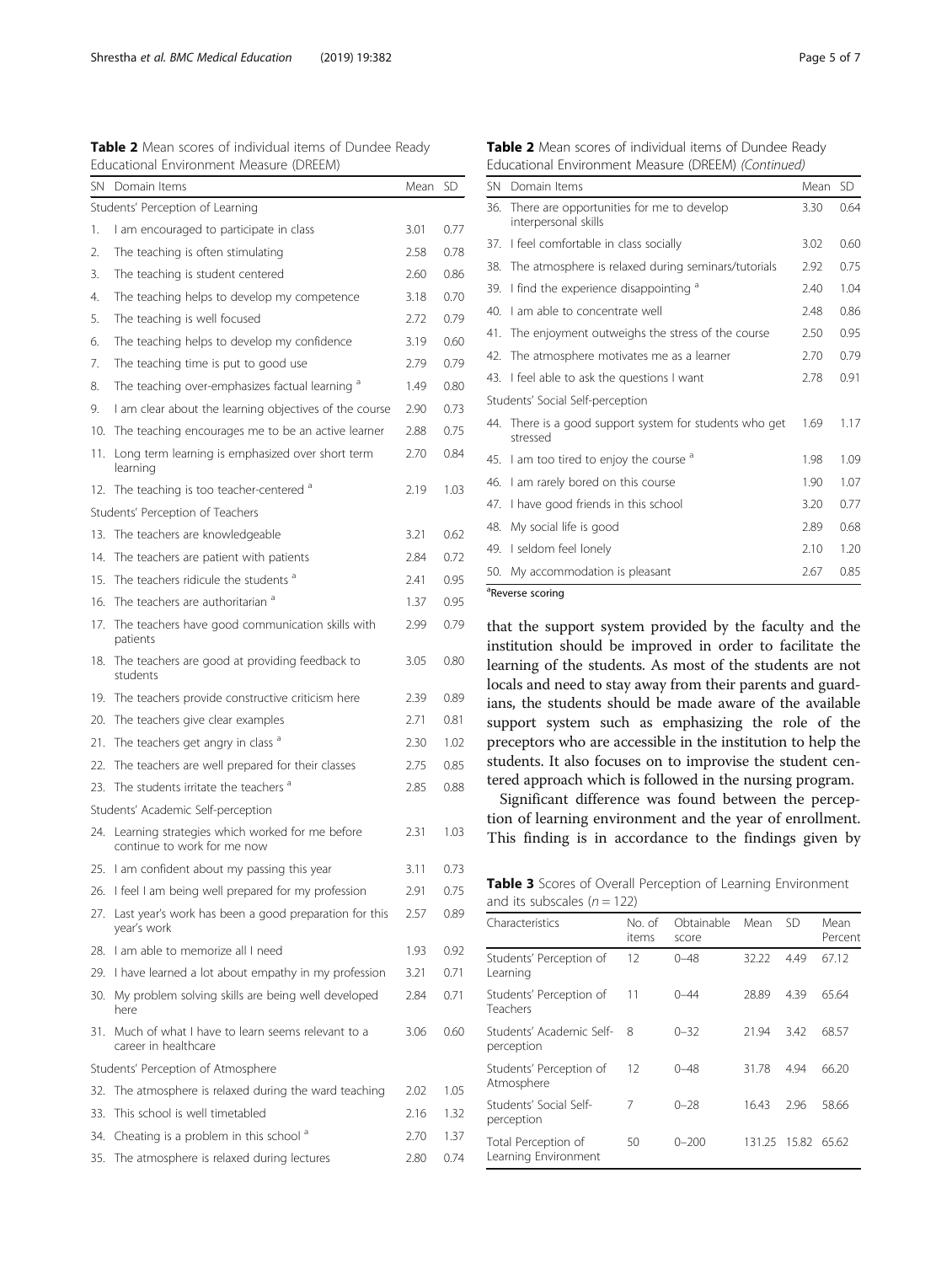**Table 2** Mean scores of individual items of Dundee Ready Educational Environment Measure (DREEM)

| SN | Domain Items | Mean | SD |
|---|---|---|---|
| | Students' Perception of Learning | | |
| 1. | I am encouraged to participate in class | 3.01 | 0.77 |
| 2. | The teaching is often stimulating | 2.58 | 0.78 |
| 3. | The teaching is student centered | 2.60 | 0.86 |
| 4. | The teaching helps to develop my competence | 3.18 | 0.70 |
| 5. | The teaching is well focused | 2.72 | 0.79 |
| 6. | The teaching helps to develop my confidence | 3.19 | 0.60 |
| 7. | The teaching time is put to good use | 2.79 | 0.79 |
| 8. | The teaching over-emphasizes factual learning [a] | 1.49 | 0.80 |
| 9. | I am clear about the learning objectives of the course | 2.90 | 0.73 |
| 10. | The teaching encourages me to be an active learner | 2.88 | 0.75 |
| 11. | Long term learning is emphasized over short term learning | 2.70 | 0.84 |
| 12. | The teaching is too teacher-centered [a] | 2.19 | 1.03 |
| | Students' Perception of Teachers | | |
| 13. | The teachers are knowledgeable | 3.21 | 0.62 |
| 14. | The teachers are patient with patients | 2.84 | 0.72 |
| 15. | The teachers ridicule the students [a] | 2.41 | 0.95 |
| 16. | The teachers are authoritarian [a] | 1.37 | 0.95 |
| 17. | The teachers have good communication skills with patients | 2.99 | 0.79 |
| 18. | The teachers are good at providing feedback to students | 3.05 | 0.80 |
| 19. | The teachers provide constructive criticism here | 2.39 | 0.89 |
| 20. | The teachers give clear examples | 2.71 | 0.81 |
| 21. | The teachers get angry in class [a] | 2.30 | 1.02 |
| 22. | The teachers are well prepared for their classes | 2.75 | 0.85 |
| 23. | The students irritate the teachers [a] | 2.85 | 0.88 |
| | Students' Academic Self-perception | | |
| 24. | Learning strategies which worked for me before continue to work for me now | 2.31 | 1.03 |
| 25. | I am confident about my passing this year | 3.11 | 0.73 |
| 26. | I feel I am being well prepared for my profession | 2.91 | 0.75 |
| 27. | Last year's work has been a good preparation for this year's work | 2.57 | 0.89 |
| 28. | I am able to memorize all I need | 1.93 | 0.92 |
| 29. | I have learned a lot about empathy in my profession | 3.21 | 0.71 |
| 30. | My problem solving skills are being well developed here | 2.84 | 0.71 |
| 31. | Much of what I have to learn seems relevant to a career in healthcare | 3.06 | 0.60 |
| | Students' Perception of Atmosphere | | |
| 32. | The atmosphere is relaxed during the ward teaching | 2.02 | 1.05 |
| 33. | This school is well timetabled | 2.16 | 1.32 |
| 34. | Cheating is a problem in this school [a] | 2.70 | 1.37 |
| 35. | The atmosphere is relaxed during lectures | 2.80 | 0.74 |
| 36. | There are opportunities for me to develop interpersonal skills | 3.30 | 0.64 |
| 37. | I feel comfortable in class socially | 3.02 | 0.60 |
| 38. | The atmosphere is relaxed during seminars/tutorials | 2.92 | 0.75 |
| 39. | I find the experience disappointing [a] | 2.40 | 1.04 |
| 40. | I am able to concentrate well | 2.48 | 0.86 |
| 41. | The enjoyment outweighs the stress of the course | 2.50 | 0.95 |
| 42. | The atmosphere motivates me as a learner | 2.70 | 0.79 |
| 43. | I feel able to ask the questions I want | 2.78 | 0.91 |
| | Students' Social Self-perception | | |
| 44. | There is a good support system for students who get stressed | 1.69 | 1.17 |
| 45. | I am too tired to enjoy the course [a] | 1.98 | 1.09 |
| 46. | I am rarely bored on this course | 1.90 | 1.07 |
| 47. | I have good friends in this school | 3.20 | 0.77 |
| 48. | My social life is good | 2.89 | 0.68 |
| 49. | I seldom feel lonely | 2.10 | 1.20 |
| 50. | My accommodation is pleasant | 2.67 | 0.85 |

[a]Reverse scoring

that the support system provided by the faculty and the institution should be improved in order to facilitate the learning of the students. As most of the students are not locals and need to stay away from their parents and guardians, the students should be made aware of the available support system such as emphasizing the role of the preceptors who are accessible in the institution to help the students. It also focuses on to improvise the student centered approach which is followed in the nursing program.

Significant difference was found between the perception of learning environment and the year of enrollment. This finding is in accordance to the findings given by

**Table 3** Scores of Overall Perception of Learning Environment and its subscales ($n = 122$)

| Characteristics | No. of items | Obtainable score | Mean | SD | Mean Percent |
|---|---|---|---|---|---|
| Students' Perception of Learning | 12 | 0–48 | 32.22 | 4.49 | 67.12 |
| Students' Perception of Teachers | 11 | 0–44 | 28.89 | 4.39 | 65.64 |
| Students' Academic Self-perception | 8 | 0–32 | 21.94 | 3.42 | 68.57 |
| Students' Perception of Atmosphere | 12 | 0–48 | 31.78 | 4.94 | 66.20 |
| Students' Social Self-perception | 7 | 0–28 | 16.43 | 2.96 | 58.66 |
| Total Perception of Learning Environment | 50 | 0–200 | 131.25 | 15.82 | 65.62 |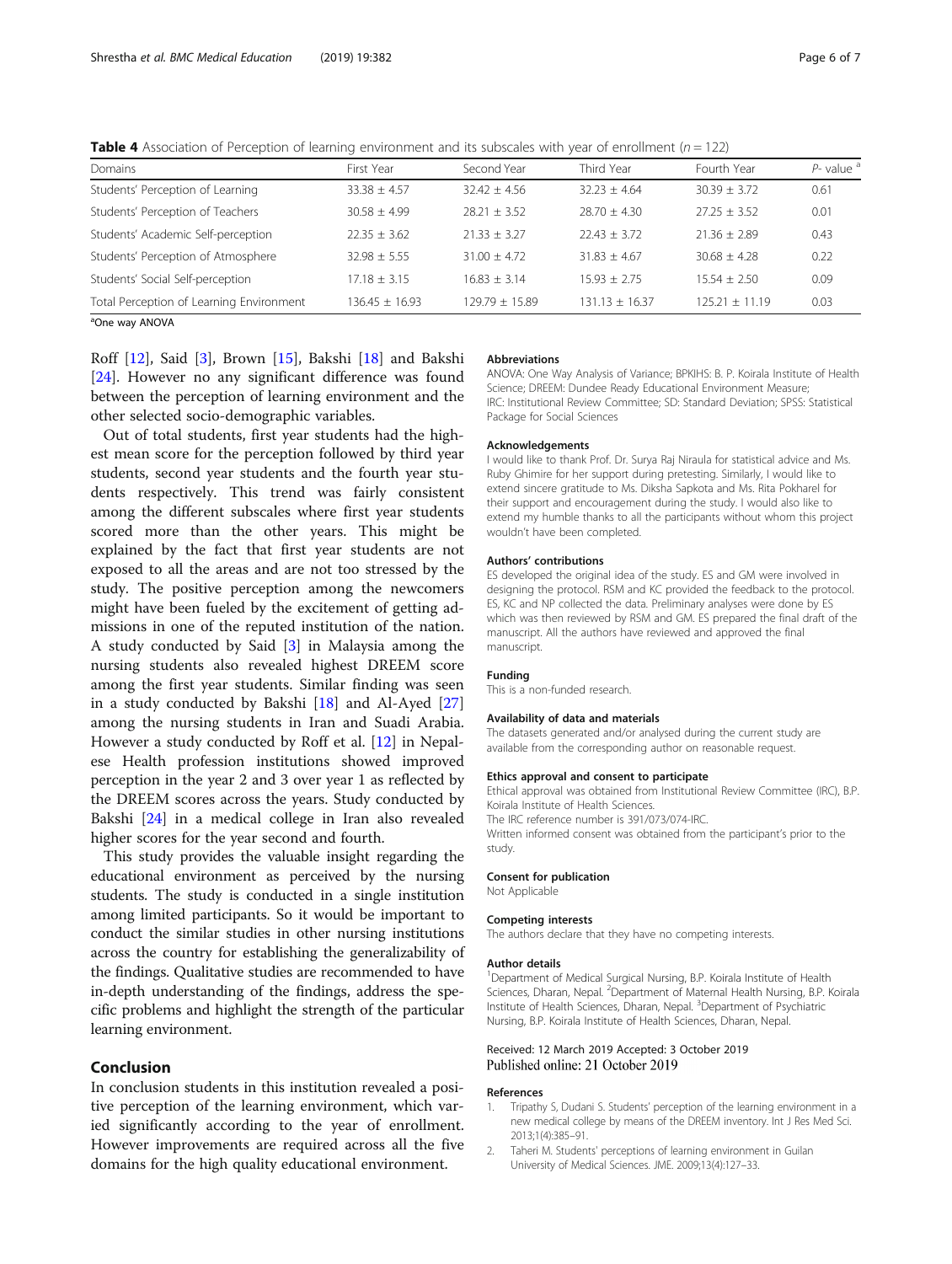**Table 4** Association of Perception of learning environment and its subscales with year of enrollment ($n = 122$)

| Domains | First Year | Second Year | Third Year | Fourth Year | P- value [a] |
|---|---|---|---|---|---|
| Students' Perception of Learning | 33.38 ± 4.57 | 32.42 ± 4.56 | 32.23 ± 4.64 | 30.39 ± 3.72 | 0.61 |
| Students' Perception of Teachers | 30.58 ± 4.99 | 28.21 ± 3.52 | 28.70 ± 4.30 | 27.25 ± 3.52 | 0.01 |
| Students' Academic Self-perception | 22.35 ± 3.62 | 21.33 ± 3.27 | 22.43 ± 3.72 | 21.36 ± 2.89 | 0.43 |
| Students' Perception of Atmosphere | 32.98 ± 5.55 | 31.00 ± 4.72 | 31.83 ± 4.67 | 30.68 ± 4.28 | 0.22 |
| Students' Social Self-perception | 17.18 ± 3.15 | 16.83 ± 3.14 | 15.93 ± 2.75 | 15.54 ± 2.50 | 0.09 |
| Total Perception of Learning Environment | 136.45 ± 16.93 | 129.79 ± 15.89 | 131.13 ± 16.37 | 125.21 ± 11.19 | 0.03 |

[a]One way ANOVA

Roff [12], Said [3], Brown [15], Bakshi [18] and Bakshi [24]. However no any significant difference was found between the perception of learning environment and the other selected socio-demographic variables.

Out of total students, first year students had the highest mean score for the perception followed by third year students, second year students and the fourth year students respectively. This trend was fairly consistent among the different subscales where first year students scored more than the other years. This might be explained by the fact that first year students are not exposed to all the areas and are not too stressed by the study. The positive perception among the newcomers might have been fueled by the excitement of getting admissions in one of the reputed institution of the nation. A study conducted by Said [3] in Malaysia among the nursing students also revealed highest DREEM score among the first year students. Similar finding was seen in a study conducted by Bakshi [18] and Al-Ayed [27] among the nursing students in Iran and Suadi Arabia. However a study conducted by Roff et al. [12] in Nepalese Health profession institutions showed improved perception in the year 2 and 3 over year 1 as reflected by the DREEM scores across the years. Study conducted by Bakshi [24] in a medical college in Iran also revealed higher scores for the year second and fourth.

This study provides the valuable insight regarding the educational environment as perceived by the nursing students. The study is conducted in a single institution among limited participants. So it would be important to conduct the similar studies in other nursing institutions across the country for establishing the generalizability of the findings. Qualitative studies are recommended to have in-depth understanding of the findings, address the specific problems and highlight the strength of the particular learning environment.

## Conclusion

In conclusion students in this institution revealed a positive perception of the learning environment, which varied significantly according to the year of enrollment. However improvements are required across all the five domains for the high quality educational environment.

### Abbreviations

ANOVA: One Way Analysis of Variance; BPKIHS: B. P. Koirala Institute of Health Science; DREEM: Dundee Ready Educational Environment Measure; IRC: Institutional Review Committee; SD: Standard Deviation; SPSS: Statistical Package for Social Sciences

### Acknowledgements

I would like to thank Prof. Dr. Surya Raj Niraula for statistical advice and Ms. Ruby Ghimire for her support during pretesting. Similarly, I would like to extend sincere gratitude to Ms. Diksha Sapkota and Ms. Rita Pokharel for their support and encouragement during the study. I would also like to extend my humble thanks to all the participants without whom this project wouldn't have been completed.

### Authors' contributions

ES developed the original idea of the study. ES and GM were involved in designing the protocol. RSM and KC provided the feedback to the protocol. ES, KC and NP collected the data. Preliminary analyses were done by ES which was then reviewed by RSM and GM. ES prepared the final draft of the manuscript. All the authors have reviewed and approved the final manuscript.

### Funding

This is a non-funded research.

### Availability of data and materials

The datasets generated and/or analysed during the current study are available from the corresponding author on reasonable request.

### Ethics approval and consent to participate

Ethical approval was obtained from Institutional Review Committee (IRC), B.P. Koirala Institute of Health Sciences.
The IRC reference number is 391/073/074-IRC.
Written informed consent was obtained from the participant's prior to the study.

### Consent for publication

Not Applicable

### Competing interests

The authors declare that they have no competing interests.

### Author details

[1]Department of Medical Surgical Nursing, B.P. Koirala Institute of Health Sciences, Dharan, Nepal. [2]Department of Maternal Health Nursing, B.P. Koirala Institute of Health Sciences, Dharan, Nepal. [3]Department of Psychiatric Nursing, B.P. Koirala Institute of Health Sciences, Dharan, Nepal.

Received: 12 March 2019 Accepted: 3 October 2019
Published online: 21 October 2019

### References

1. Tripathy S, Dudani S. Students' perception of the learning environment in a new medical college by means of the DREEM inventory. Int J Res Med Sci. 2013;1(4):385–91.
2. Taheri M. Students' perceptions of learning environment in Guilan University of Medical Sciences. JME. 2009;13(4):127–33.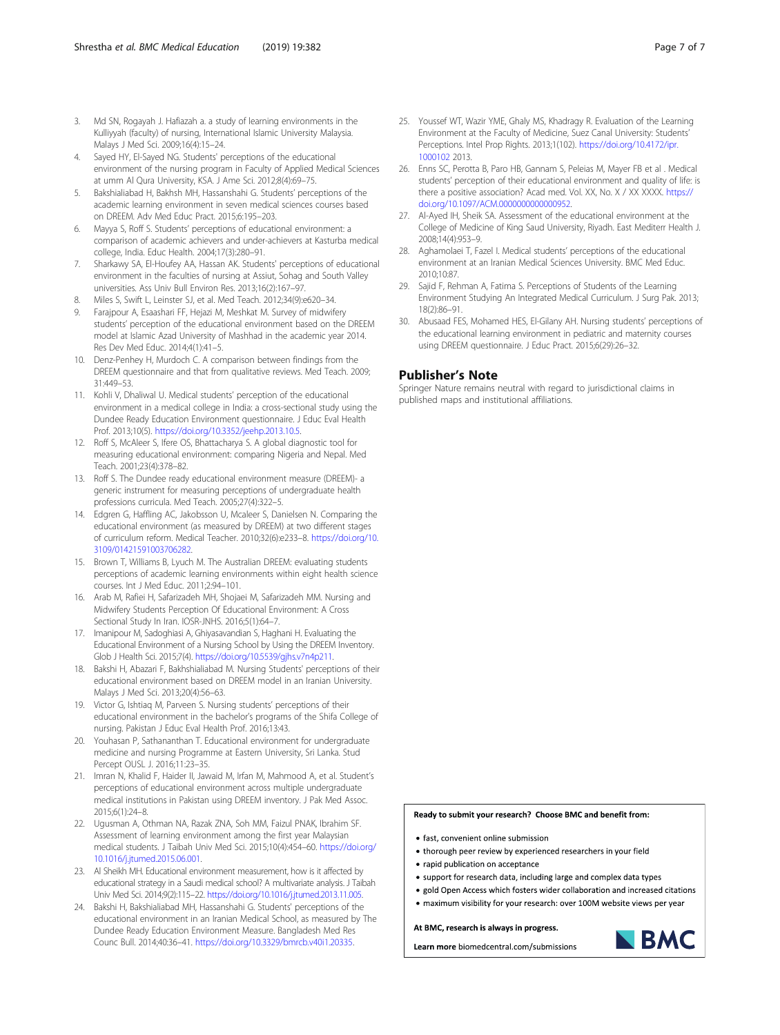3. Md SN, Rogayah J. Hafiazah a. a study of learning environments in the Kulliyyah (faculty) of nursing, International Islamic University Malaysia. Malays J Med Sci. 2009;16(4):15–24.
4. Sayed HY, El-Sayed NG. Students' perceptions of the educational environment of the nursing program in Faculty of Applied Medical Sciences at umm Al Qura University, KSA. J Ame Sci. 2012;8(4):69–75.
5. Bakshialiabad H, Bakhsh MH, Hassanshahi G. Students' perceptions of the academic learning environment in seven medical sciences courses based on DREEM. Adv Med Educ Pract. 2015;6:195–203.
6. Mayya S, Roff S. Students' perceptions of educational environment: a comparison of academic achievers and under-achievers at Kasturba medical college, India. Educ Health. 2004;17(3):280–91.
7. Sharkawy SA, El-Houfey AA, Hassan AK. Students' perceptions of educational environment in the faculties of nursing at Assiut, Sohag and South Valley universities. Ass Univ Bull Environ Res. 2013;16(2):167–97.
8. Miles S, Swift L, Leinster SJ, et al. Med Teach. 2012;34(9):e620–34.
9. Farajpour A, Esaashari FF, Hejazi M, Meshkat M. Survey of midwifery students' perception of the educational environment based on the DREEM model at Islamic Azad University of Mashhad in the academic year 2014. Res Dev Med Educ. 2014;4(1):41–5.
10. Denz-Penhey H, Murdoch C. A comparison between findings from the DREEM questionnaire and that from qualitative reviews. Med Teach. 2009; 31:449–53.
11. Kohli V, Dhaliwal U. Medical students' perception of the educational environment in a medical college in India: a cross-sectional study using the Dundee Ready Education Environment questionnaire. J Educ Eval Health Prof. 2013;10(5). https://doi.org/10.3352/jeehp.2013.10.5.
12. Roff S, McAleer S, Ifere OS, Bhattacharya S. A global diagnostic tool for measuring educational environment: comparing Nigeria and Nepal. Med Teach. 2001;23(4):378–82.
13. Roff S. The Dundee ready educational environment measure (DREEM)- a generic instrument for measuring perceptions of undergraduate health professions curricula. Med Teach. 2005;27(4):322–5.
14. Edgren G, Haffling AC, Jakobsson U, Mcaleer S, Danielsen N. Comparing the educational environment (as measured by DREEM) at two different stages of curriculum reform. Medical Teacher. 2010;32(6):e233–8. https://doi.org/10.3109/01421591003706282.
15. Brown T, Williams B, Lyuch M. The Australian DREEM: evaluating students perceptions of academic learning environments within eight health science courses. Int J Med Educ. 2011;2:94–101.
16. Arab M, Rafiei H, Safarizadeh MH, Shojaei M, Safarizadeh MM. Nursing and Midwifery Students Perception Of Educational Environment: A Cross Sectional Study In Iran. IOSR-JNHS. 2016;5(1):64–7.
17. Imanipour M, Sadoghiasi A, Ghiyasavandian S, Haghani H. Evaluating the Educational Environment of a Nursing School by Using the DREEM Inventory. Glob J Health Sci. 2015;7(4). https://doi.org/10.5539/gjhs.v7n4p211.
18. Bakshi H, Abazari F, Bakhshialiabad M. Nursing Students' perceptions of their educational environment based on DREEM model in an Iranian University. Malays J Med Sci. 2013;20(4):56–63.
19. Victor G, Ishtiaq M, Parveen S. Nursing students' perceptions of their educational environment in the bachelor's programs of the Shifa College of nursing. Pakistan J Educ Eval Health Prof. 2016;13:43.
20. Youhasan P, Sathananthan T. Educational environment for undergraduate medicine and nursing Programme at Eastern University, Sri Lanka. Stud Percept OUSL J. 2016;11:23–35.
21. Imran N, Khalid F, Haider II, Jawaid M, Irfan M, Mahmood A, et al. Student's perceptions of educational environment across multiple undergraduate medical institutions in Pakistan using DREEM inventory. J Pak Med Assoc. 2015;6(1):24–8.
22. Ugusman A, Othman NA, Razak ZNA, Soh MM, Faizul PNAK, Ibrahim SF. Assessment of learning environment among the first year Malaysian medical students. J Taibah Univ Med Sci. 2015;10(4):454–60. https://doi.org/10.1016/j.jtumed.2015.06.001.
23. Al Sheikh MH. Educational environment measurement, how is it affected by educational strategy in a Saudi medical school? A multivariate analysis. J Taibah Univ Med Sci. 2014;9(2):115–22. https://doi.org/10.1016/j.jtumed.2013.11.005.
24. Bakshi H, Bakshialiabad MH, Hassanshahi G. Students' perceptions of the educational environment in an Iranian Medical School, as measured by The Dundee Ready Education Environment Measure. Bangladesh Med Res Counc Bull. 2014;40:36–41. https://doi.org/10.3329/bmrcb.v40i1.20335.
25. Youssef WT, Wazir YME, Ghaly MS, Khadragy R. Evaluation of the Learning Environment at the Faculty of Medicine, Suez Canal University: Students' Perceptions. Intel Prop Rights. 2013;1(102). https://doi.org/10.4172/ipr.1000102 2013.
26. Enns SC, Perotta B, Paro HB, Gannam S, Peleias M, Mayer FB et al . Medical students' perception of their educational environment and quality of life: is there a positive association? Acad med. Vol. XX, No. X / XX XXXX. https://doi.org/10.1097/ACM.0000000000000952.
27. Al-Ayed IH, Sheik SA. Assessment of the educational environment at the College of Medicine of King Saud University, Riyadh. East Mediterr Health J. 2008;14(4):953–9.
28. Aghamolaei T, Fazel I. Medical students' perceptions of the educational environment at an Iranian Medical Sciences University. BMC Med Educ. 2010;10:87.
29. Sajid F, Rehman A, Fatima S. Perceptions of Students of the Learning Environment Studying An Integrated Medical Curriculum. J Surg Pak. 2013; 18(2):86–91.
30. Abusaad FES, Mohamed HES, El-Gilany AH. Nursing students' perceptions of the educational learning environment in pediatric and maternity courses using DREEM questionnaire. J Educ Pract. 2015;6(29):26–32.

## Publisher's Note

Springer Nature remains neutral with regard to jurisdictional claims in published maps and institutional affiliations.